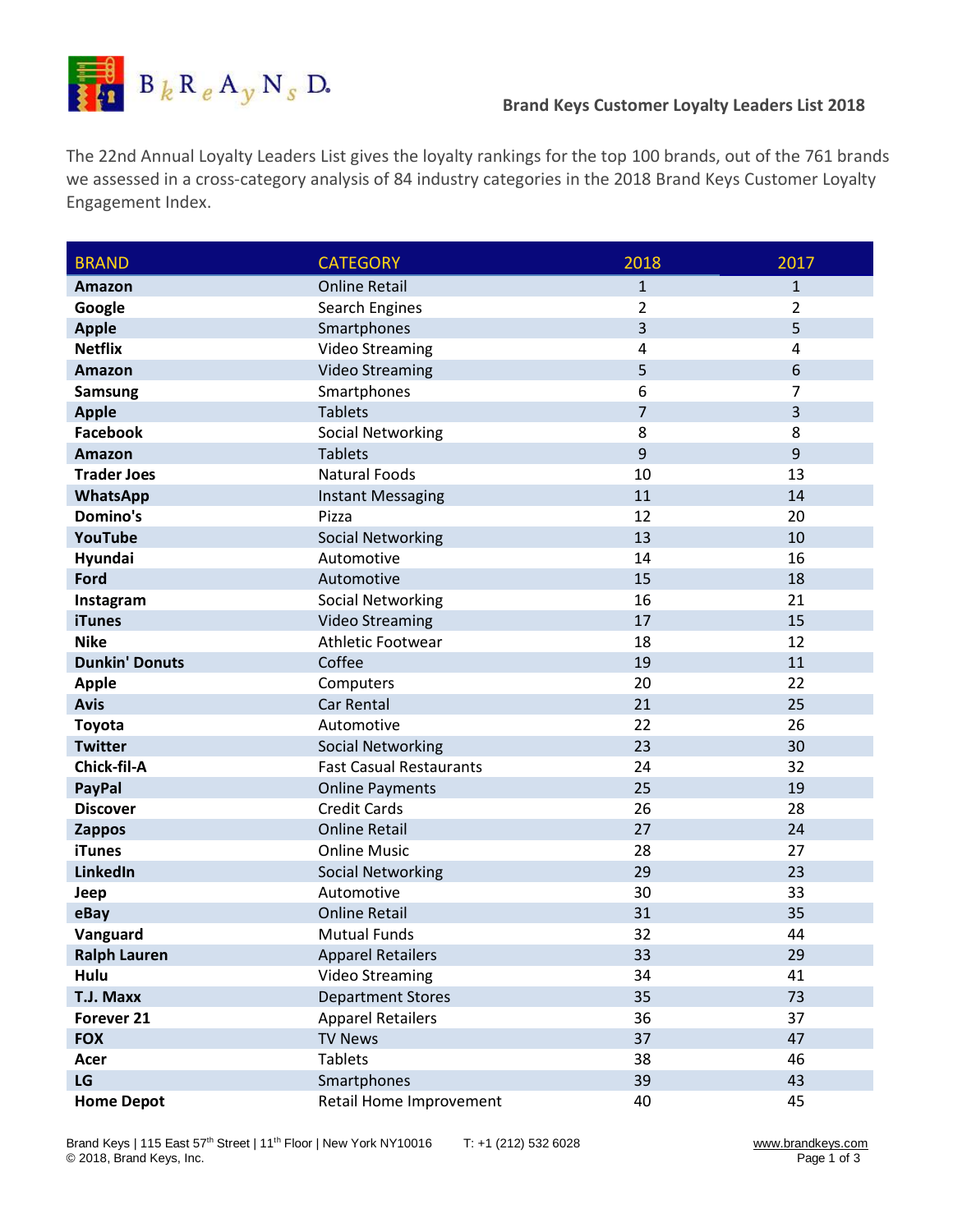## Brand Keys Customer Loyalty Leaders List 2018

The 22nd Annual Loyalty Leaders List gives the loyalty rankings for the top 100 brands, out of the 761 brands we assessed in a cross-category analysis of 84 industry categories in the 2018 Brand Keys Customer Loyalty Engagement Index.

| BRAND | CATEGORY | 2018 | 2017 |
|---|---|---|---|
| **Amazon** | Online Retail | 1 | 1 |
| **Google** | Search Engines | 2 | 2 |
| **Apple** | Smartphones | 3 | 5 |
| **Netflix** | Video Streaming | 4 | 4 |
| **Amazon** | Video Streaming | 5 | 6 |
| **Samsung** | Smartphones | 6 | 7 |
| **Apple** | Tablets | 7 | 3 |
| **Facebook** | Social Networking | 8 | 8 |
| **Amazon** | Tablets | 9 | 9 |
| **Trader Joes** | Natural Foods | 10 | 13 |
| **WhatsApp** | Instant Messaging | 11 | 14 |
| **Domino's** | Pizza | 12 | 20 |
| **YouTube** | Social Networking | 13 | 10 |
| **Hyundai** | Automotive | 14 | 16 |
| **Ford** | Automotive | 15 | 18 |
| **Instagram** | Social Networking | 16 | 21 |
| **iTunes** | Video Streaming | 17 | 15 |
| **Nike** | Athletic Footwear | 18 | 12 |
| **Dunkin' Donuts** | Coffee | 19 | 11 |
| **Apple** | Computers | 20 | 22 |
| **Avis** | Car Rental | 21 | 25 |
| **Toyota** | Automotive | 22 | 26 |
| **Twitter** | Social Networking | 23 | 30 |
| **Chick-fil-A** | Fast Casual Restaurants | 24 | 32 |
| **PayPal** | Online Payments | 25 | 19 |
| **Discover** | Credit Cards | 26 | 28 |
| **Zappos** | Online Retail | 27 | 24 |
| **iTunes** | Online Music | 28 | 27 |
| **LinkedIn** | Social Networking | 29 | 23 |
| **Jeep** | Automotive | 30 | 33 |
| **eBay** | Online Retail | 31 | 35 |
| **Vanguard** | Mutual Funds | 32 | 44 |
| **Ralph Lauren** | Apparel Retailers | 33 | 29 |
| **Hulu** | Video Streaming | 34 | 41 |
| **T.J. Maxx** | Department Stores | 35 | 73 |
| **Forever 21** | Apparel Retailers | 36 | 37 |
| **FOX** | TV News | 37 | 47 |
| **Acer** | Tablets | 38 | 46 |
| **LG** | Smartphones | 39 | 43 |
| **Home Depot** | Retail Home Improvement | 40 | 45 |

Brand Keys | 115 East 57th Street | 11th Floor | New York NY10016 T: +1 (212) 532 6028 www.brandkeys.com
© 2018, Brand Keys, Inc.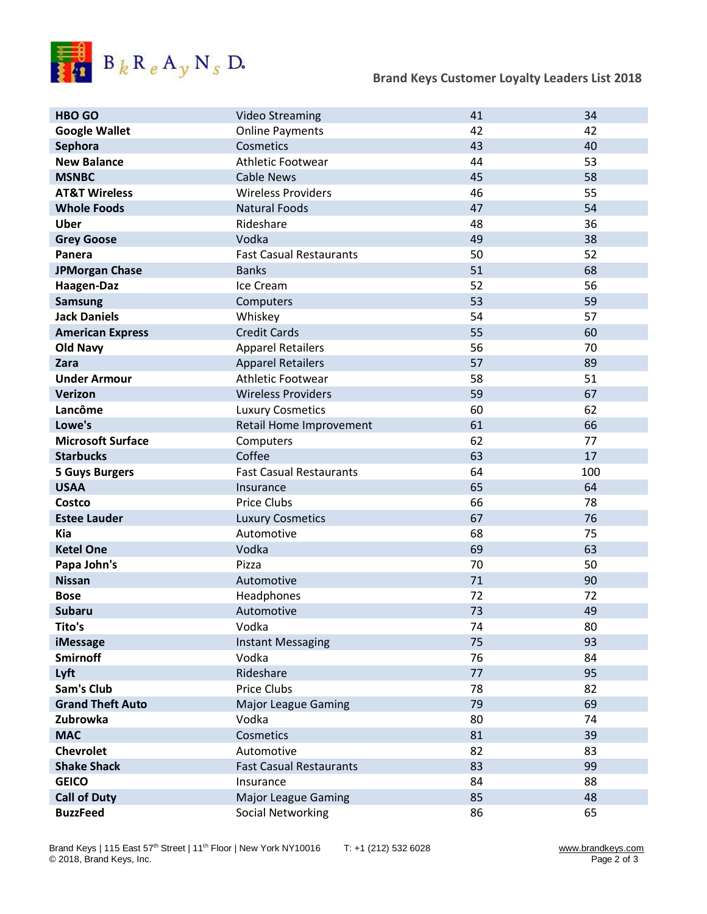## Brand Keys Customer Loyalty Leaders List 2018

| | | | |
|---|---|---|---|
| **HBO GO** | Video Streaming | 41 | 34 |
| **Google Wallet** | Online Payments | 42 | 42 |
| **Sephora** | Cosmetics | 43 | 40 |
| **New Balance** | Athletic Footwear | 44 | 53 |
| **MSNBC** | Cable News | 45 | 58 |
| **AT&T Wireless** | Wireless Providers | 46 | 55 |
| **Whole Foods** | Natural Foods | 47 | 54 |
| **Uber** | Rideshare | 48 | 36 |
| **Grey Goose** | Vodka | 49 | 38 |
| **Panera** | Fast Casual Restaurants | 50 | 52 |
| **JPMorgan Chase** | Banks | 51 | 68 |
| **Haagen-Daz** | Ice Cream | 52 | 56 |
| **Samsung** | Computers | 53 | 59 |
| **Jack Daniels** | Whiskey | 54 | 57 |
| **American Express** | Credit Cards | 55 | 60 |
| **Old Navy** | Apparel Retailers | 56 | 70 |
| **Zara** | Apparel Retailers | 57 | 89 |
| **Under Armour** | Athletic Footwear | 58 | 51 |
| **Verizon** | Wireless Providers | 59 | 67 |
| **Lancôme** | Luxury Cosmetics | 60 | 62 |
| **Lowe's** | Retail Home Improvement | 61 | 66 |
| **Microsoft Surface** | Computers | 62 | 77 |
| **Starbucks** | Coffee | 63 | 17 |
| **5 Guys Burgers** | Fast Casual Restaurants | 64 | 100 |
| **USAA** | Insurance | 65 | 64 |
| **Costco** | Price Clubs | 66 | 78 |
| **Estee Lauder** | Luxury Cosmetics | 67 | 76 |
| **Kia** | Automotive | 68 | 75 |
| **Ketel One** | Vodka | 69 | 63 |
| **Papa John's** | Pizza | 70 | 50 |
| **Nissan** | Automotive | 71 | 90 |
| **Bose** | Headphones | 72 | 72 |
| **Subaru** | Automotive | 73 | 49 |
| **Tito's** | Vodka | 74 | 80 |
| **iMessage** | Instant Messaging | 75 | 93 |
| **Smirnoff** | Vodka | 76 | 84 |
| **Lyft** | Rideshare | 77 | 95 |
| **Sam's Club** | Price Clubs | 78 | 82 |
| **Grand Theft Auto** | Major League Gaming | 79 | 69 |
| **Zubrowka** | Vodka | 80 | 74 |
| **MAC** | Cosmetics | 81 | 39 |
| **Chevrolet** | Automotive | 82 | 83 |
| **Shake Shack** | Fast Casual Restaurants | 83 | 99 |
| **GEICO** | Insurance | 84 | 88 |
| **Call of Duty** | Major League Gaming | 85 | 48 |
| **BuzzFeed** | Social Networking | 86 | 65 |

Brand Keys | 115 East 57th Street | 11th Floor | New York NY10016 T: +1 (212) 532 6028 www.brandkeys.com
© 2018, Brand Keys, Inc.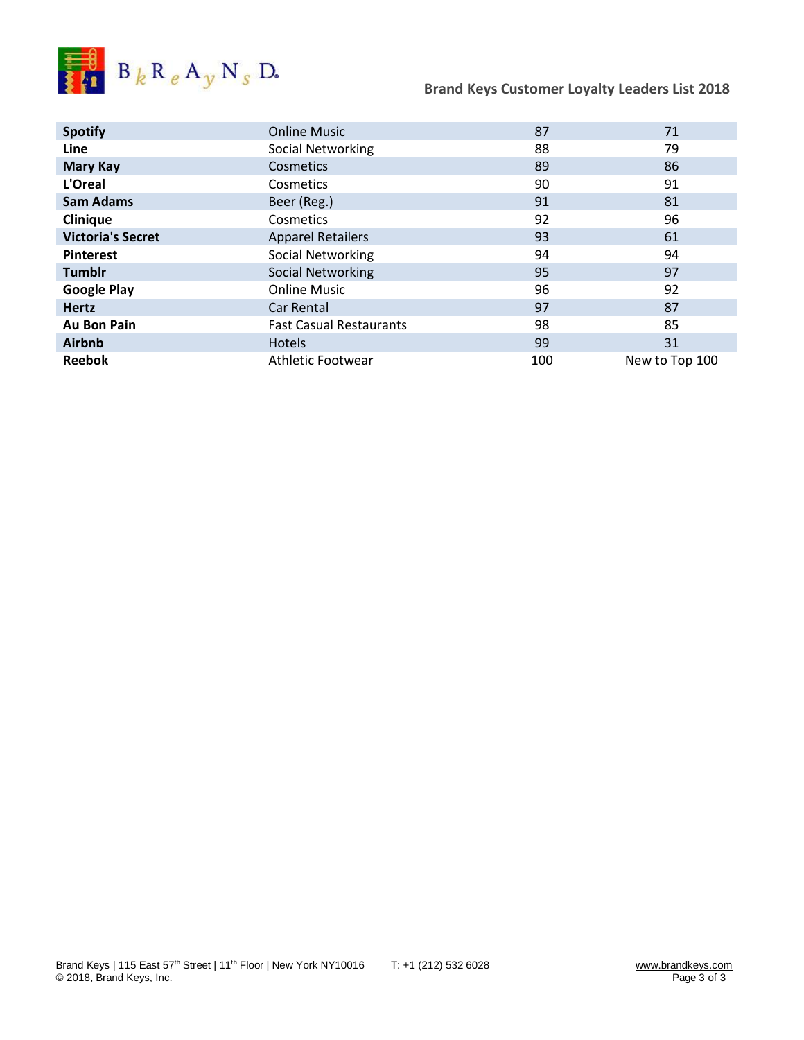| | | | |
|---|---|---|---|
| **Spotify** | Online Music | 87 | 71 |
| **Line** | Social Networking | 88 | 79 |
| **Mary Kay** | Cosmetics | 89 | 86 |
| **L'Oreal** | Cosmetics | 90 | 91 |
| **Sam Adams** | Beer (Reg.) | 91 | 81 |
| **Clinique** | Cosmetics | 92 | 96 |
| **Victoria's Secret** | Apparel Retailers | 93 | 61 |
| **Pinterest** | Social Networking | 94 | 94 |
| **Tumblr** | Social Networking | 95 | 97 |
| **Google Play** | Online Music | 96 | 92 |
| **Hertz** | Car Rental | 97 | 87 |
| **Au Bon Pain** | Fast Casual Restaurants | 98 | 85 |
| **Airbnb** | Hotels | 99 | 31 |
| **Reebok** | Athletic Footwear | 100 | New to Top 100 |